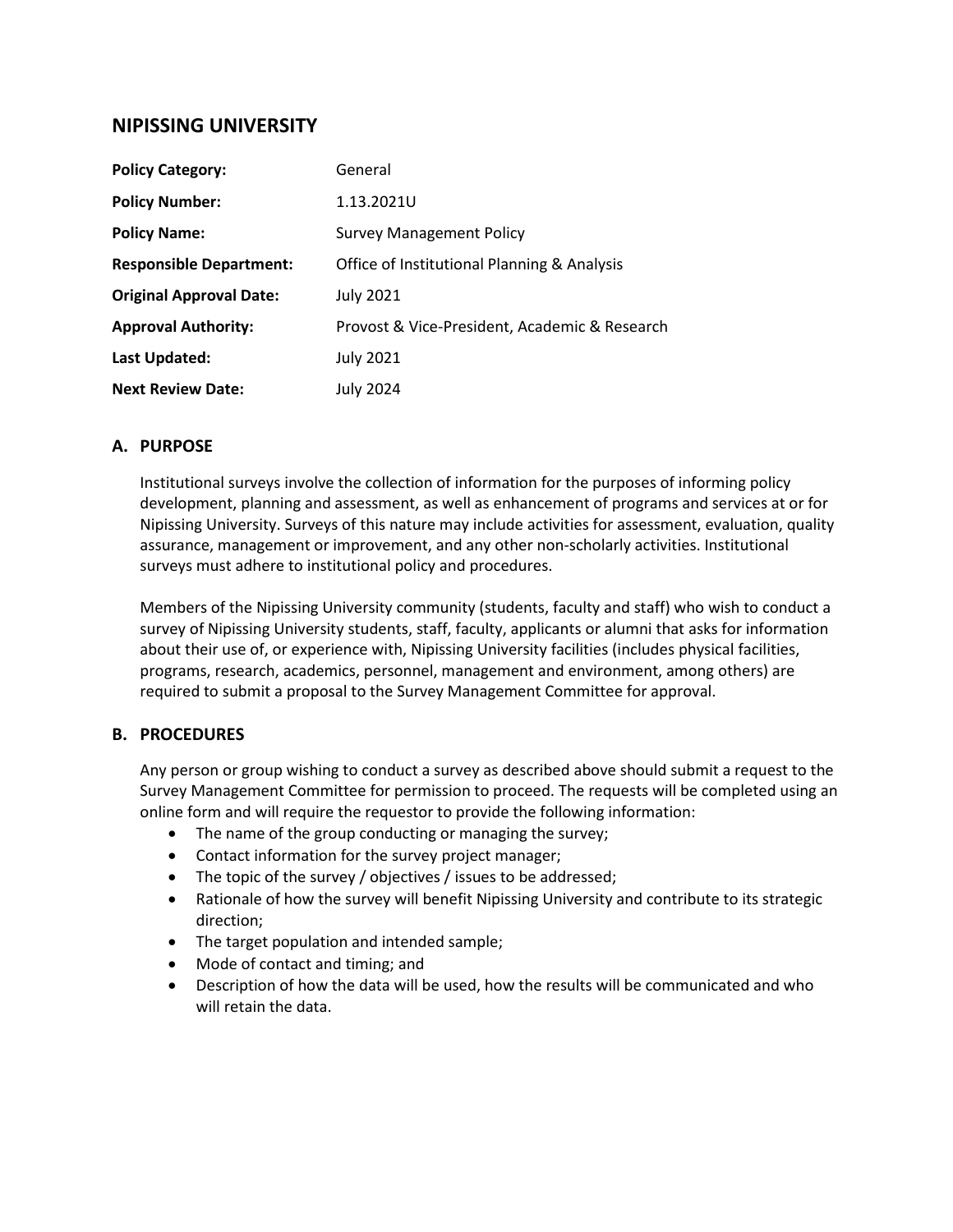# NIPISSING UNIVERSITY

| | |
|---|---|
| **Policy Category:** | General |
| **Policy Number:** | 1.13.2021U |
| **Policy Name:** | Survey Management Policy |
| **Responsible Department:** | Office of Institutional Planning & Analysis |
| **Original Approval Date:** | July 2021 |
| **Approval Authority:** | Provost & Vice-President, Academic & Research |
| **Last Updated:** | July 2021 |
| **Next Review Date:** | July 2024 |

## A. PURPOSE

Institutional surveys involve the collection of information for the purposes of informing policy development, planning and assessment, as well as enhancement of programs and services at or for Nipissing University. Surveys of this nature may include activities for assessment, evaluation, quality assurance, management or improvement, and any other non-scholarly activities. Institutional surveys must adhere to institutional policy and procedures.

Members of the Nipissing University community (students, faculty and staff) who wish to conduct a survey of Nipissing University students, staff, faculty, applicants or alumni that asks for information about their use of, or experience with, Nipissing University facilities (includes physical facilities, programs, research, academics, personnel, management and environment, among others) are required to submit a proposal to the Survey Management Committee for approval.

## B. PROCEDURES

Any person or group wishing to conduct a survey as described above should submit a request to the Survey Management Committee for permission to proceed. The requests will be completed using an online form and will require the requestor to provide the following information:

- The name of the group conducting or managing the survey;
- Contact information for the survey project manager;
- The topic of the survey / objectives / issues to be addressed;
- Rationale of how the survey will benefit Nipissing University and contribute to its strategic direction;
- The target population and intended sample;
- Mode of contact and timing; and
- Description of how the data will be used, how the results will be communicated and who will retain the data.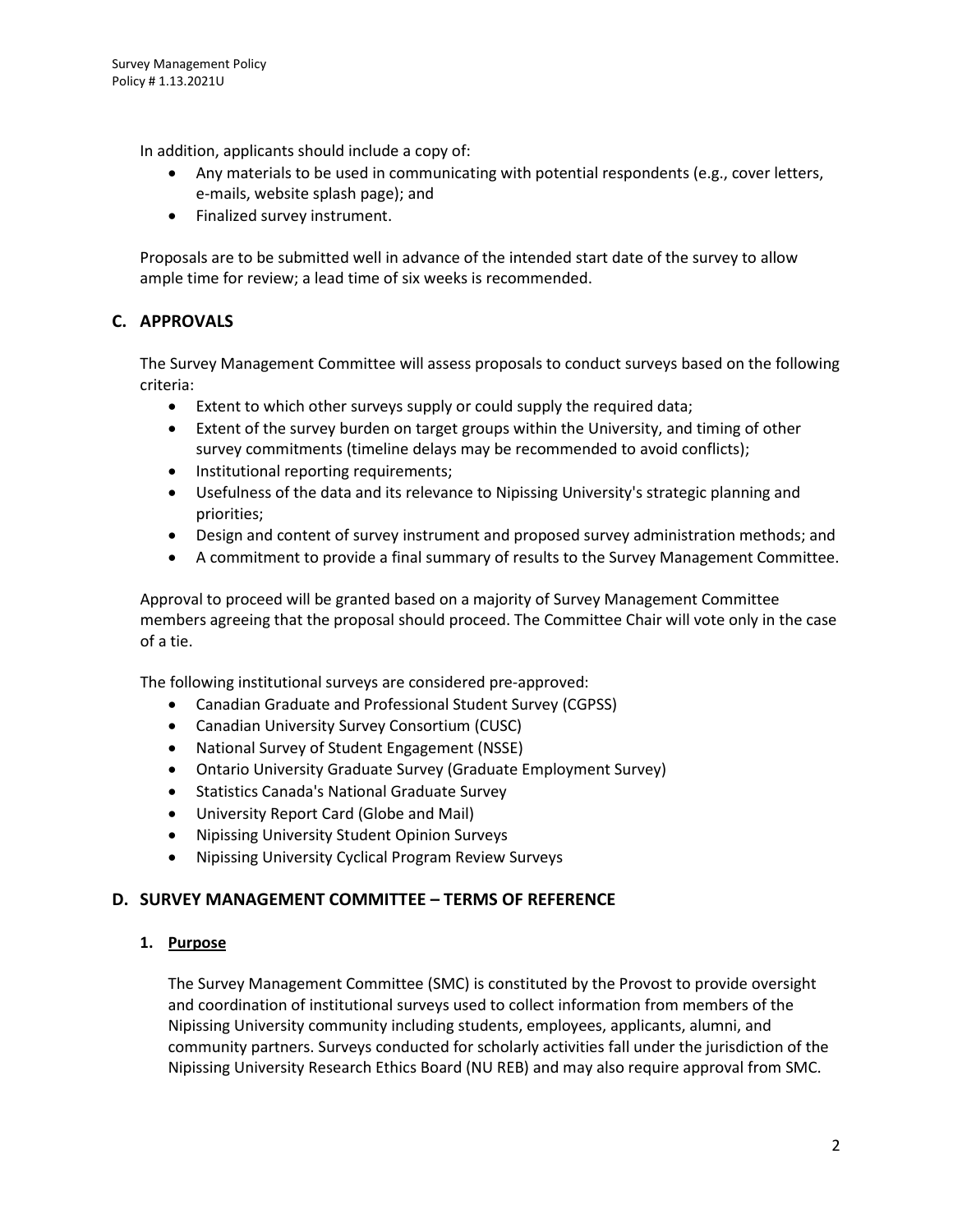In addition, applicants should include a copy of:

- Any materials to be used in communicating with potential respondents (e.g., cover letters, e-mails, website splash page); and
- Finalized survey instrument.

Proposals are to be submitted well in advance of the intended start date of the survey to allow ample time for review; a lead time of six weeks is recommended.

## C. APPROVALS

The Survey Management Committee will assess proposals to conduct surveys based on the following criteria:

- Extent to which other surveys supply or could supply the required data;
- Extent of the survey burden on target groups within the University, and timing of other survey commitments (timeline delays may be recommended to avoid conflicts);
- Institutional reporting requirements;
- Usefulness of the data and its relevance to Nipissing University's strategic planning and priorities;
- Design and content of survey instrument and proposed survey administration methods; and
- A commitment to provide a final summary of results to the Survey Management Committee.

Approval to proceed will be granted based on a majority of Survey Management Committee members agreeing that the proposal should proceed. The Committee Chair will vote only in the case of a tie.

The following institutional surveys are considered pre-approved:

- Canadian Graduate and Professional Student Survey (CGPSS)
- Canadian University Survey Consortium (CUSC)
- National Survey of Student Engagement (NSSE)
- Ontario University Graduate Survey (Graduate Employment Survey)
- Statistics Canada's National Graduate Survey
- University Report Card (Globe and Mail)
- Nipissing University Student Opinion Surveys
- Nipissing University Cyclical Program Review Surveys

## D. SURVEY MANAGEMENT COMMITTEE – TERMS OF REFERENCE

### 1. Purpose

The Survey Management Committee (SMC) is constituted by the Provost to provide oversight and coordination of institutional surveys used to collect information from members of the Nipissing University community including students, employees, applicants, alumni, and community partners. Surveys conducted for scholarly activities fall under the jurisdiction of the Nipissing University Research Ethics Board (NU REB) and may also require approval from SMC.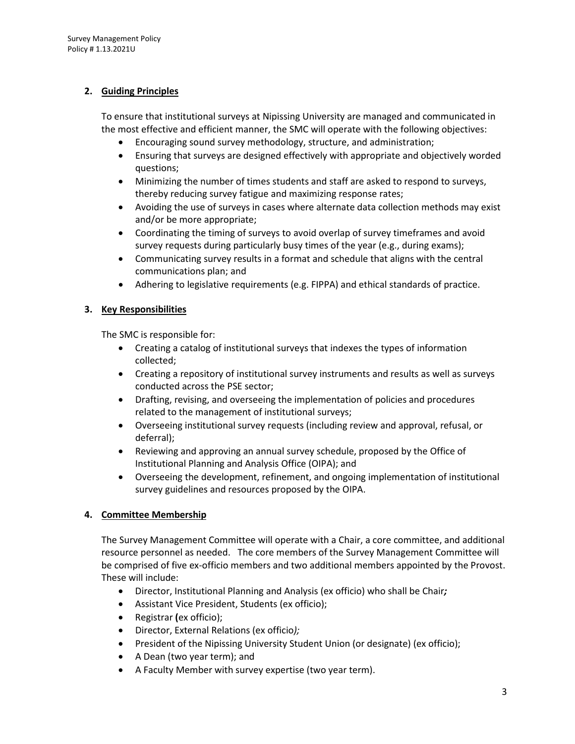## 2. Guiding Principles

To ensure that institutional surveys at Nipissing University are managed and communicated in the most effective and efficient manner, the SMC will operate with the following objectives:

- Encouraging sound survey methodology, structure, and administration;
- Ensuring that surveys are designed effectively with appropriate and objectively worded questions;
- Minimizing the number of times students and staff are asked to respond to surveys, thereby reducing survey fatigue and maximizing response rates;
- Avoiding the use of surveys in cases where alternate data collection methods may exist and/or be more appropriate;
- Coordinating the timing of surveys to avoid overlap of survey timeframes and avoid survey requests during particularly busy times of the year (e.g., during exams);
- Communicating survey results in a format and schedule that aligns with the central communications plan; and
- Adhering to legislative requirements (e.g. FIPPA) and ethical standards of practice.

## 3. Key Responsibilities

The SMC is responsible for:

- Creating a catalog of institutional surveys that indexes the types of information collected;
- Creating a repository of institutional survey instruments and results as well as surveys conducted across the PSE sector;
- Drafting, revising, and overseeing the implementation of policies and procedures related to the management of institutional surveys;
- Overseeing institutional survey requests (including review and approval, refusal, or deferral);
- Reviewing and approving an annual survey schedule, proposed by the Office of Institutional Planning and Analysis Office (OIPA); and
- Overseeing the development, refinement, and ongoing implementation of institutional survey guidelines and resources proposed by the OIPA.

## 4. Committee Membership

The Survey Management Committee will operate with a Chair, a core committee, and additional resource personnel as needed. The core members of the Survey Management Committee will be comprised of five ex-officio members and two additional members appointed by the Provost. These will include:

- Director, Institutional Planning and Analysis (ex officio) who shall be Chair;
- Assistant Vice President, Students (ex officio);
- Registrar (ex officio);
- Director, External Relations (ex officio);
- President of the Nipissing University Student Union (or designate) (ex officio);
- A Dean (two year term); and
- A Faculty Member with survey expertise (two year term).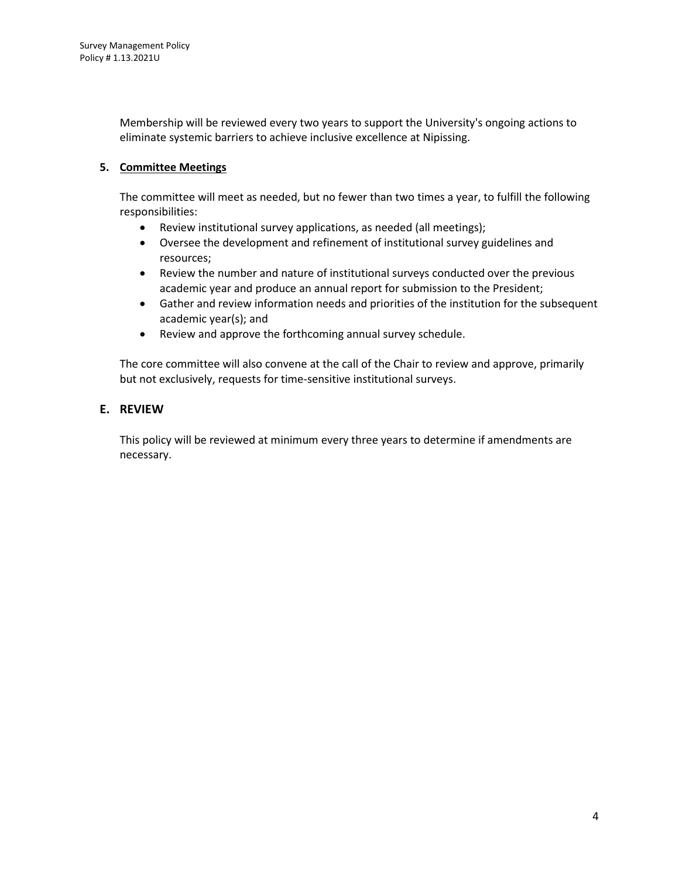Membership will be reviewed every two years to support the University's ongoing actions to eliminate systemic barriers to achieve inclusive excellence at Nipissing.

### 5. Committee Meetings

The committee will meet as needed, but no fewer than two times a year, to fulfill the following responsibilities:

- Review institutional survey applications, as needed (all meetings);
- Oversee the development and refinement of institutional survey guidelines and resources;
- Review the number and nature of institutional surveys conducted over the previous academic year and produce an annual report for submission to the President;
- Gather and review information needs and priorities of the institution for the subsequent academic year(s); and
- Review and approve the forthcoming annual survey schedule.

The core committee will also convene at the call of the Chair to review and approve, primarily but not exclusively, requests for time-sensitive institutional surveys.

## E. REVIEW

This policy will be reviewed at minimum every three years to determine if amendments are necessary.